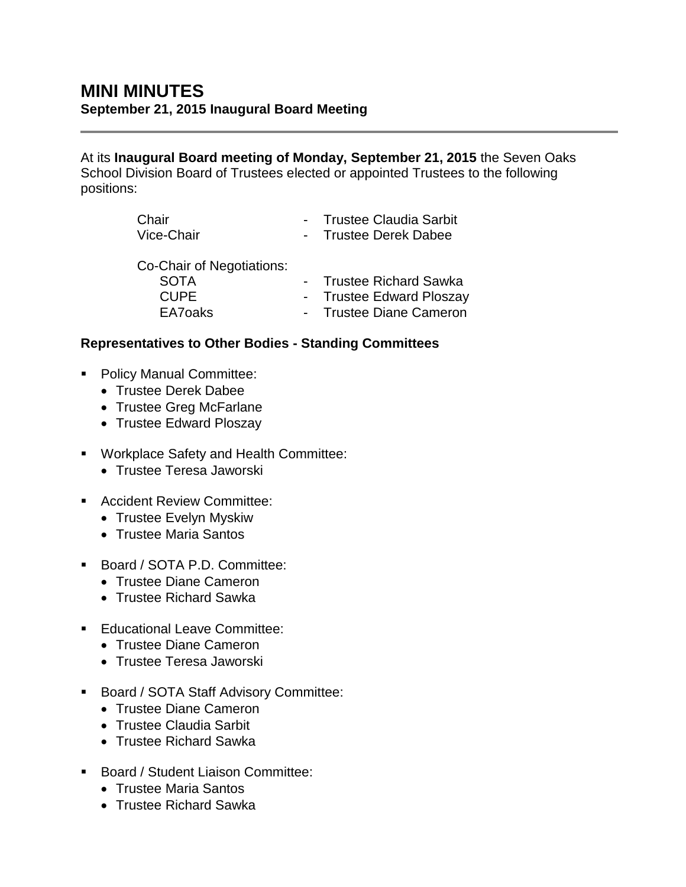# MINI MINUTES

**September 21, 2015 Inaugural Board Meeting**

---

At its **Inaugural Board meeting of Monday, September 21, 2015** the Seven Oaks School Division Board of Trustees elected or appointed Trustees to the following positions:

Chair - Trustee Claudia Sarbit
Vice-Chair - Trustee Derek Dabee

Co-Chair of Negotiations:
SOTA - Trustee Richard Sawka
CUPE - Trustee Edward Ploszay
EA7oaks - Trustee Diane Cameron

**Representatives to Other Bodies - Standing Committees**

- Policy Manual Committee:
  - Trustee Derek Dabee
  - Trustee Greg McFarlane
  - Trustee Edward Ploszay

- Workplace Safety and Health Committee:
  - Trustee Teresa Jaworski

- Accident Review Committee:
  - Trustee Evelyn Myskiw
  - Trustee Maria Santos

- Board / SOTA P.D. Committee:
  - Trustee Diane Cameron
  - Trustee Richard Sawka

- Educational Leave Committee:
  - Trustee Diane Cameron
  - Trustee Teresa Jaworski

- Board / SOTA Staff Advisory Committee:
  - Trustee Diane Cameron
  - Trustee Claudia Sarbit
  - Trustee Richard Sawka

- Board / Student Liaison Committee:
  - Trustee Maria Santos
  - Trustee Richard Sawka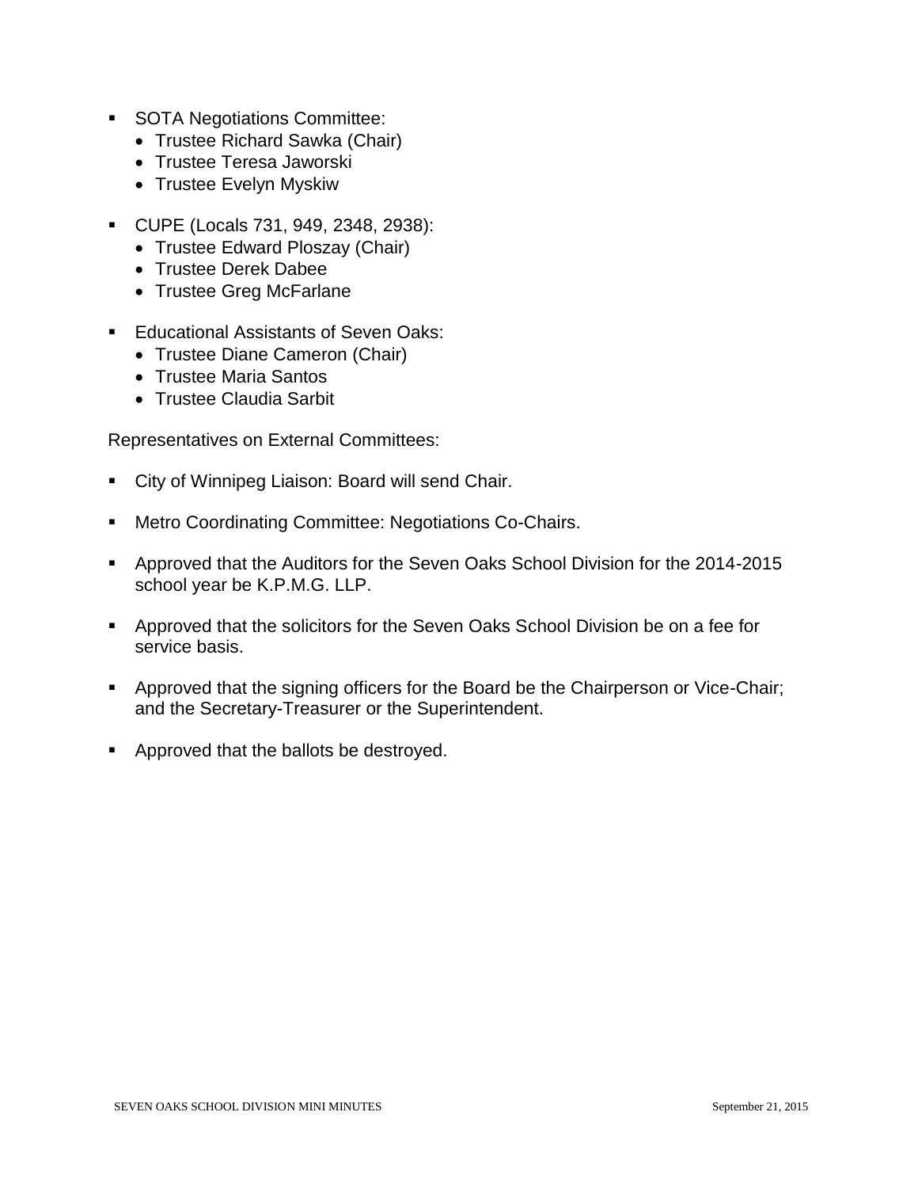- SOTA Negotiations Committee:
  - Trustee Richard Sawka (Chair)
  - Trustee Teresa Jaworski
  - Trustee Evelyn Myskiw

- CUPE (Locals 731, 949, 2348, 2938):
  - Trustee Edward Ploszay (Chair)
  - Trustee Derek Dabee
  - Trustee Greg McFarlane

- Educational Assistants of Seven Oaks:
  - Trustee Diane Cameron (Chair)
  - Trustee Maria Santos
  - Trustee Claudia Sarbit

Representatives on External Committees:

- City of Winnipeg Liaison: Board will send Chair.

- Metro Coordinating Committee: Negotiations Co-Chairs.

- Approved that the Auditors for the Seven Oaks School Division for the 2014-2015 school year be K.P.M.G. LLP.

- Approved that the solicitors for the Seven Oaks School Division be on a fee for service basis.

- Approved that the signing officers for the Board be the Chairperson or Vice-Chair; and the Secretary-Treasurer or the Superintendent.

- Approved that the ballots be destroyed.